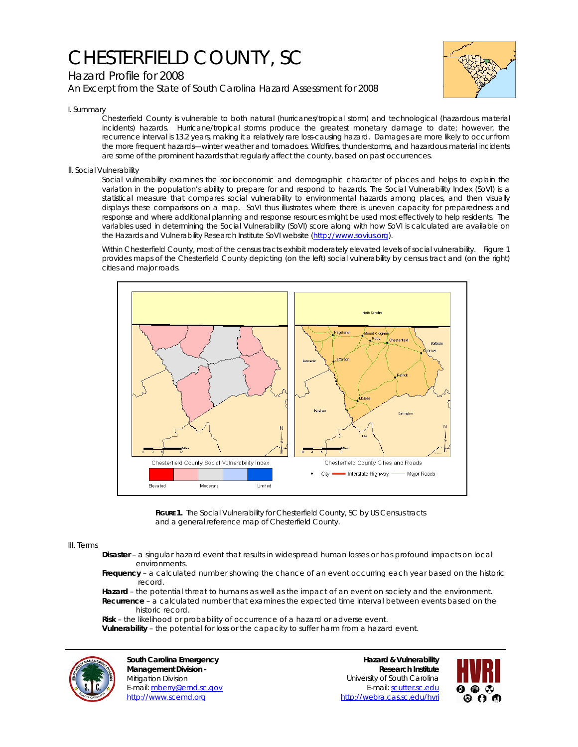# CHESTERFIELD COUNTY, SC

## Hazard Profile for 2008

### An Excerpt from the State of South Carolina Hazard Assessment for 2008

I. Summary

Chesterfield County is vulnerable to both natural (hurricanes/tropical storm) and technological (hazardous material incidents) hazards. Hurricane/tropical storms produce the greatest monetary damage to date; however, the recurrence interval is 13.2 years, making it a relatively rare loss-causing hazard. Damages are more likely to occur from the more frequent hazards—winter weather and tornadoes. Wildfires, thunderstorms, and hazardous material incidents are some of the prominent hazards that regularly affect the county, based on past occurrences.

II. Social Vulnerability

Social vulnerability examines the socioeconomic and demographic character of places and helps to explain the variation in the population's ability to prepare for and respond to hazards. The Social Vulnerability Index (SoVI) is a statistical measure that compares social vulnerability to environmental hazards among places, and then visually displays these comparisons on a map. SoVI thus illustrates where there is uneven capacity for preparedness and response and where additional planning and response resources might be used most effectively to help residents. The variables used in determining the Social Vulnerability (SoVI) score along with how SoVI is calculated are available on the Hazards and Vulnerability Research Institute SoVI website (http://www.sovius.org).

Within Chesterfield County, most of the census tracts exhibit moderately elevated levels of social vulnerability. Figure 1 provides maps of the Chesterfield County depicting (on the left) social vulnerability by census tract and (on the right) cities and major roads.

**FIGURE 1.** The Social Vulnerability for Chesterfield County, SC by US Census tracts and a general reference map of Chesterfield County.

III. Terms

**Disaster** – a singular hazard event that results in widespread human losses or has profound impacts on local environments.

**Frequency** – a calculated number showing the chance of an event occurring each year based on the historic record.

**Hazard** – the potential threat to humans as well as the impact of an event on society and the environment.

**Recurrence** – a calculated number that examines the expected time interval between events based on the historic record.

**Risk** – the likelihood or probability of occurrence of a hazard or adverse event.

**Vulnerability** – the potential for loss or the capacity to suffer harm from a hazard event.

**South Carolina Emergency Management Division -**
Mitigation Division
E-mail: mberry@emd.sc.gov
http://www.scemd.org

**Hazard & Vulnerability Research Institute**
University of South Carolina
E-mail: scutter.sc.edu
http://webra.cas.sc.edu/hvri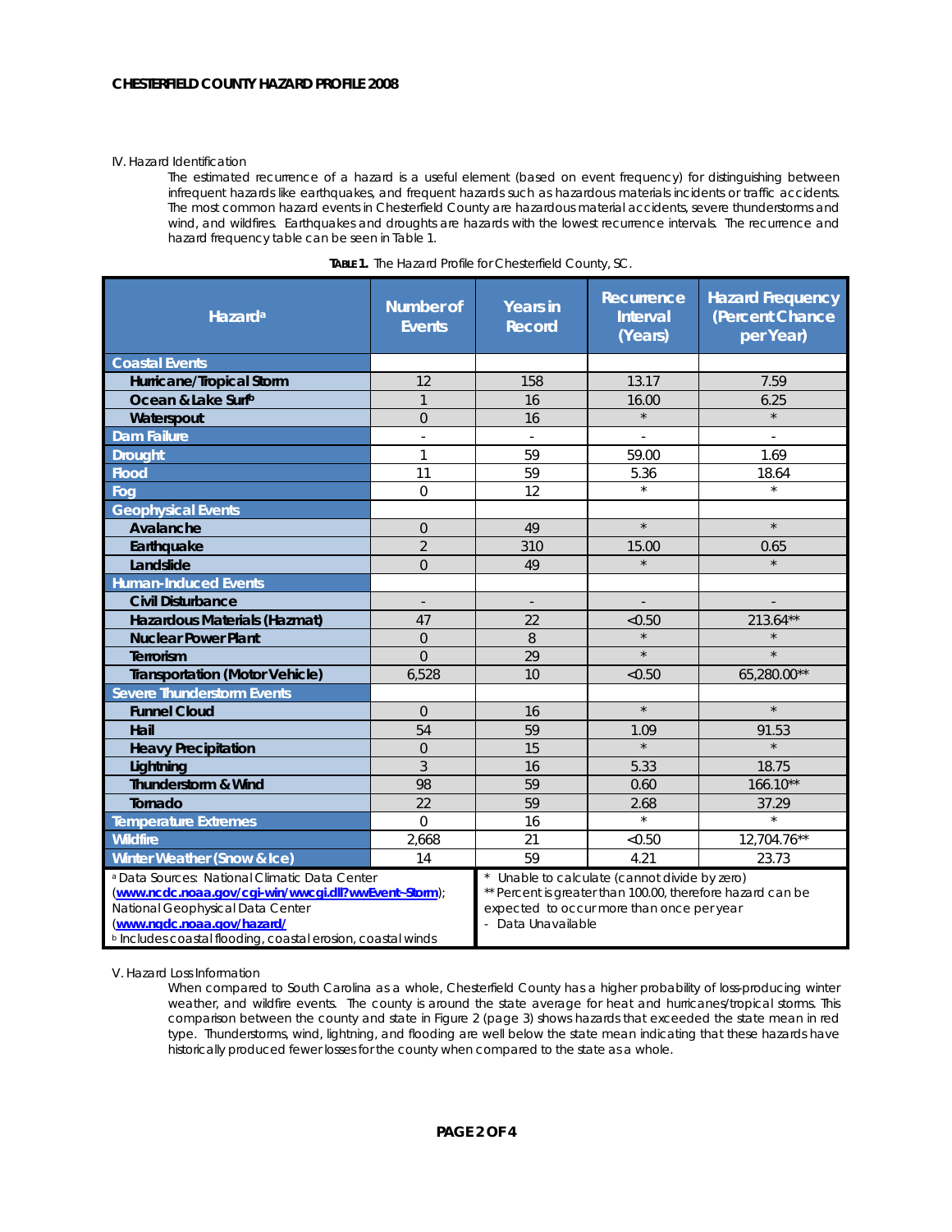## IV. Hazard Identification

The estimated recurrence of a hazard is a useful element (based on event frequency) for distinguishing between infrequent hazards like earthquakes, and frequent hazards such as hazardous materials incidents or traffic accidents. The most common hazard events in Chesterfield County are hazardous material accidents, severe thunderstorms and wind, and wildfires. Earthquakes and droughts are hazards with the lowest recurrence intervals. The recurrence and hazard frequency table can be seen in Table 1.

**TABLE 1.** The Hazard Profile for Chesterfield County, SC.

| Hazard[a] | Number of Events | Years in Record | Recurrence Interval (Years) | Hazard Frequency (Percent Chance per Year) |
|---|---|---|---|---|
| **Coastal Events** | | | | |
| Hurricane/Tropical Storm | 12 | 158 | 13.17 | 7.59 |
| Ocean & Lake Surf[b] | 1 | 16 | 16.00 | 6.25 |
| Waterspout | 0 | 16 | * | * |
| **Dam Failure** | - | - | - | - |
| **Drought** | 1 | 59 | 59.00 | 1.69 |
| **Flood** | 11 | 59 | 5.36 | 18.64 |
| **Fog** | 0 | 12 | * | * |
| **Geophysical Events** | | | | |
| Avalanche | 0 | 49 | * | * |
| Earthquake | 2 | 310 | 15.00 | 0.65 |
| Landslide | 0 | 49 | * | * |
| **Human-Induced Events** | | | | |
| Civil Disturbance | - | - | - | - |
| Hazardous Materials (Hazmat) | 47 | 22 | <0.50 | 213.64** |
| Nuclear Power Plant | 0 | 8 | * | * |
| Terrorism | 0 | 29 | * | * |
| Transportation (Motor Vehicle) | 6,528 | 10 | <0.50 | 65,280.00** |
| **Severe Thunderstorm Events** | | | | |
| Funnel Cloud | 0 | 16 | * | * |
| Hail | 54 | 59 | 1.09 | 91.53 |
| Heavy Precipitation | 0 | 15 | * | * |
| Lightning | 3 | 16 | 5.33 | 18.75 |
| Thunderstorm & Wind | 98 | 59 | 0.60 | 166.10** |
| Tornado | 22 | 59 | 2.68 | 37.29 |
| **Temperature Extremes** | 0 | 16 | * | * |
| **Wildfire** | 2,668 | 21 | <0.50 | 12,704.76** |
| **Winter Weather (Snow & Ice)** | 14 | 59 | 4.21 | 23.73 |

[a] Data Sources: National Climatic Data Center (www.ncdc.noaa.gov/cgi-win/wwcgi.dll?wwEvent~Storm); National Geophysical Data Center (www.ngdc.noaa.gov/hazard/
[b] Includes coastal flooding, coastal erosion, coastal winds

\* Unable to calculate (cannot divide by zero)
** Percent is greater than 100.00, therefore hazard can be expected to occur more than once per year
\- Data Unavailable

## V. Hazard Loss Information

When compared to South Carolina as a whole, Chesterfield County has a higher probability of loss-producing winter weather, and wildfire events. The county is around the state average for heat and hurricanes/tropical storms. This comparison between the county and state in Figure 2 (page 3) shows hazards that exceeded the state mean in red type. Thunderstorms, wind, lightning, and flooding are well below the state mean indicating that these hazards have historically produced fewer losses for the county when compared to the state as a whole.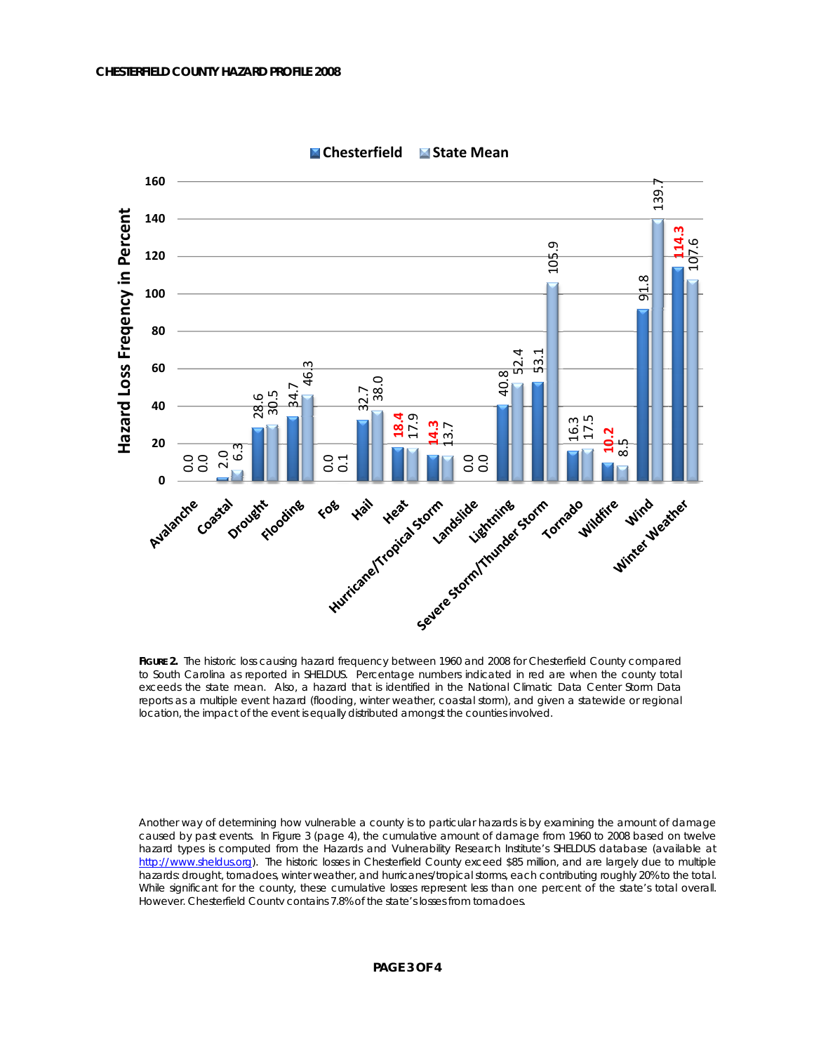**FIGURE 2.** The historic loss causing hazard frequency between 1960 and 2008 for Chesterfield County compared to South Carolina as reported in SHELDUS. Percentage numbers indicated in red are when the county total exceeds the state mean. Also, a hazard that is identified in the National Climatic Data Center Storm Data reports as a multiple event hazard (flooding, winter weather, coastal storm), and given a statewide or regional location, the impact of the event is equally distributed amongst the counties involved.

Another way of determining how vulnerable a county is to particular hazards is by examining the amount of damage caused by past events. In Figure 3 (page 4), the cumulative amount of damage from 1960 to 2008 based on twelve hazard types is computed from the Hazards and Vulnerability Research Institute's SHELDUS database (available at http://www.sheldus.org). The historic losses in Chesterfield County exceed $85 million, and are largely due to multiple hazards: drought, tornadoes, winter weather, and hurricanes/tropical storms, each contributing roughly 20% to the total. While significant for the county, these cumulative losses represent less than one percent of the state's total overall. However, Chesterfield County contains 7.8% of the state's losses from tornadoes.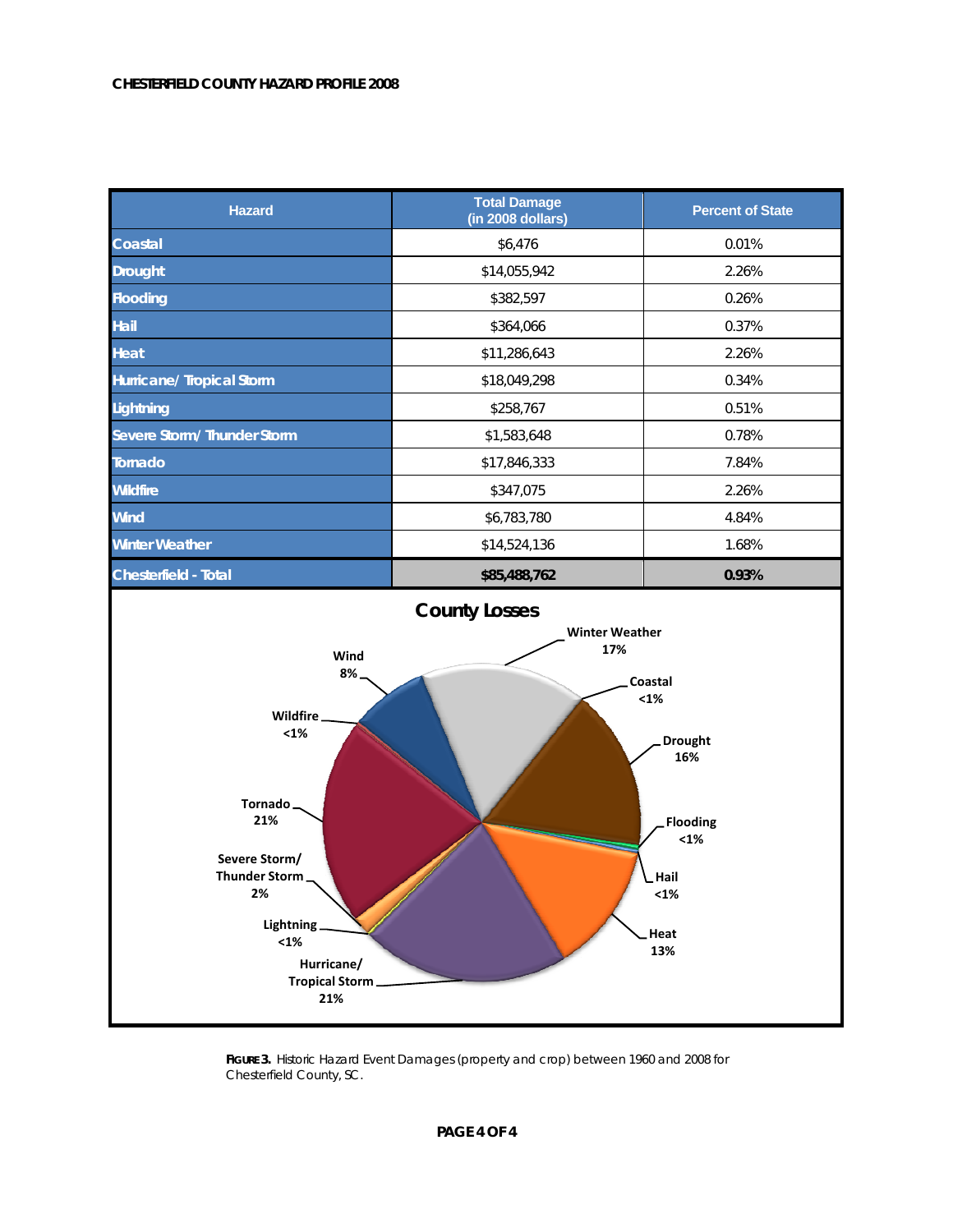| Hazard | Total Damage (in 2008 dollars) | Percent of State |
|---|---|---|
| Coastal | $6,476 | 0.01% |
| Drought | $14,055,942 | 2.26% |
| Flooding | $382,597 | 0.26% |
| Hail | $364,066 | 0.37% |
| Heat | $11,286,643 | 2.26% |
| Hurricane/ Tropical Storm | $18,049,298 | 0.34% |
| Lightning | $258,767 | 0.51% |
| Severe Storm/ Thunder Storm | $1,583,648 | 0.78% |
| Tornado | $17,846,333 | 7.84% |
| Wildfire | $347,075 | 2.26% |
| Wind | $6,783,780 | 4.84% |
| Winter Weather | $14,524,136 | 1.68% |
| **Chesterfield - Total** | **$85,488,762** | **0.93%** |

County Losses

Winter Weather 17%
Coastal <1%
Drought 16%
Flooding <1%
Hail <1%
Heat 13%
Hurricane/ Tropical Storm 21%
Lightning <1%
Severe Storm/ Thunder Storm 2%
Tornado 21%
Wildfire <1%
Wind 8%

**FIGURE 3.** Historic Hazard Event Damages (property and crop) between 1960 and 2008 for Chesterfield County, SC.